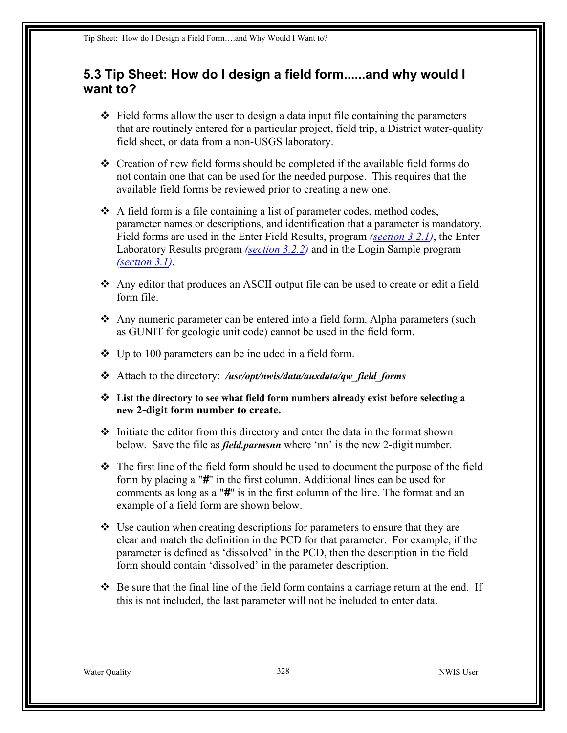## 5.3 Tip Sheet: How do I design a field form......and why would I want to?

- Field forms allow the user to design a data input file containing the parameters that are routinely entered for a particular project, field trip, a District water-quality field sheet, or data from a non-USGS laboratory.

- Creation of new field forms should be completed if the available field forms do not contain one that can be used for the needed purpose. This requires that the available field forms be reviewed prior to creating a new one.

- A field form is a file containing a list of parameter codes, method codes, parameter names or descriptions, and identification that a parameter is mandatory. Field forms are used in the Enter Field Results, program *(section 3.2.1)*, the Enter Laboratory Results program *(section 3.2.2)* and in the Login Sample program *(section 3.1)*.

- Any editor that produces an ASCII output file can be used to create or edit a field form file.

- Any numeric parameter can be entered into a field form. Alpha parameters (such as GUNIT for geologic unit code) cannot be used in the field form.

- Up to 100 parameters can be included in a field form.

- Attach to the directory: ***/usr/opt/nwis/data/auxdata/qw_field_forms***

- **List the directory to see what field form numbers already exist before selecting a new 2-digit form number to create.**

- Initiate the editor from this directory and enter the data in the format shown below. Save the file as ***field.parmsnn*** where 'nn' is the new 2-digit number.

- The first line of the field form should be used to document the purpose of the field form by placing a "**#**" in the first column. Additional lines can be used for comments as long as a "**#**" is in the first column of the line. The format and an example of a field form are shown below.

- Use caution when creating descriptions for parameters to ensure that they are clear and match the definition in the PCD for that parameter. For example, if the parameter is defined as 'dissolved' in the PCD, then the description in the field form should contain 'dissolved' in the parameter description.

- Be sure that the final line of the field form contains a carriage return at the end. If this is not included, the last parameter will not be included to enter data.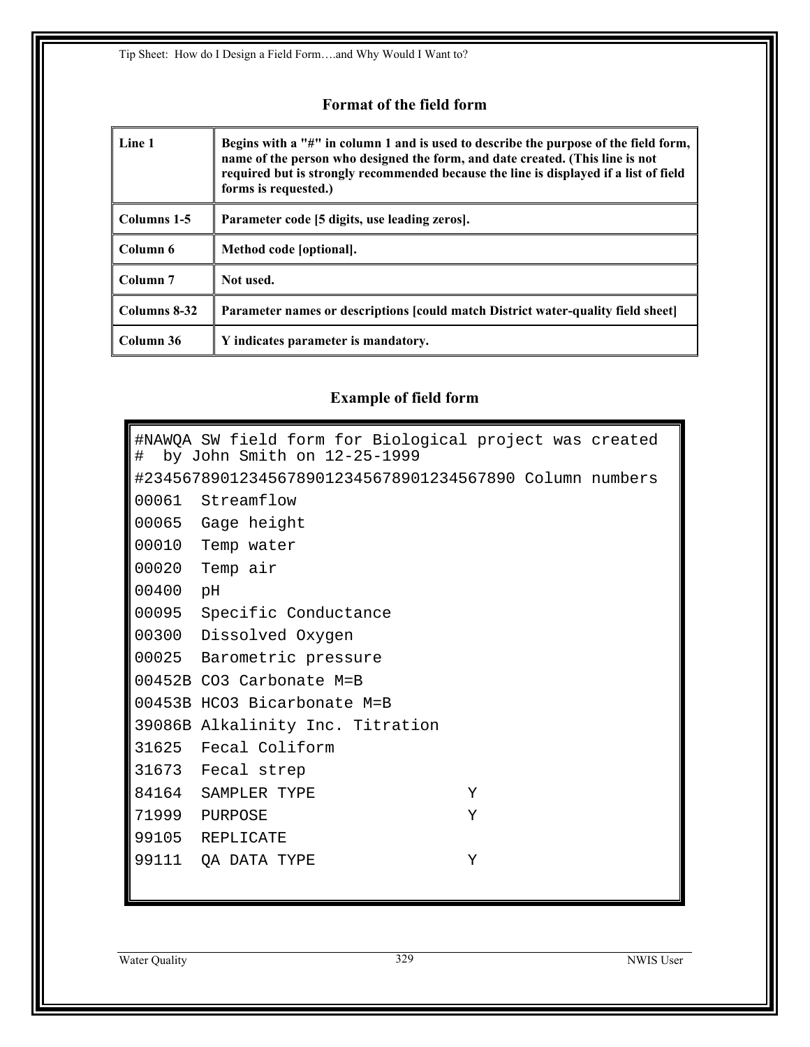### Format of the field form

| | |
|---|---|
| **Line 1** | **Begins with a "#" in column 1 and is used to describe the purpose of the field form, name of the person who designed the form, and date created. (This line is not required but is strongly recommended because the line is displayed if a list of field forms is requested.)** |
| **Columns 1-5** | **Parameter code [5 digits, use leading zeros].** |
| **Column 6** | **Method code [optional].** |
| **Column 7** | **Not used.** |
| **Columns 8-32** | **Parameter names or descriptions [could match District water-quality field sheet]** |
| **Column 36** | **Y indicates parameter is mandatory.** |

### Example of field form

```
#NAWQA SW field form for Biological project was created
#  by John Smith on 12-25-1999
#234567890123456789012345678901234567890 Column numbers
00061  Streamflow
00065  Gage height
00010  Temp water
00020  Temp air
00400  pH
00095  Specific Conductance
00300  Dissolved Oxygen
00025  Barometric pressure
00452B CO3 Carbonate M=B
00453B HCO3 Bicarbonate M=B
39086B Alkalinity Inc. Titration
31625  Fecal Coliform
31673  Fecal strep
84164  SAMPLER TYPE                Y
71999  PURPOSE                     Y
99105  REPLICATE
99111  QA DATA TYPE                Y
```